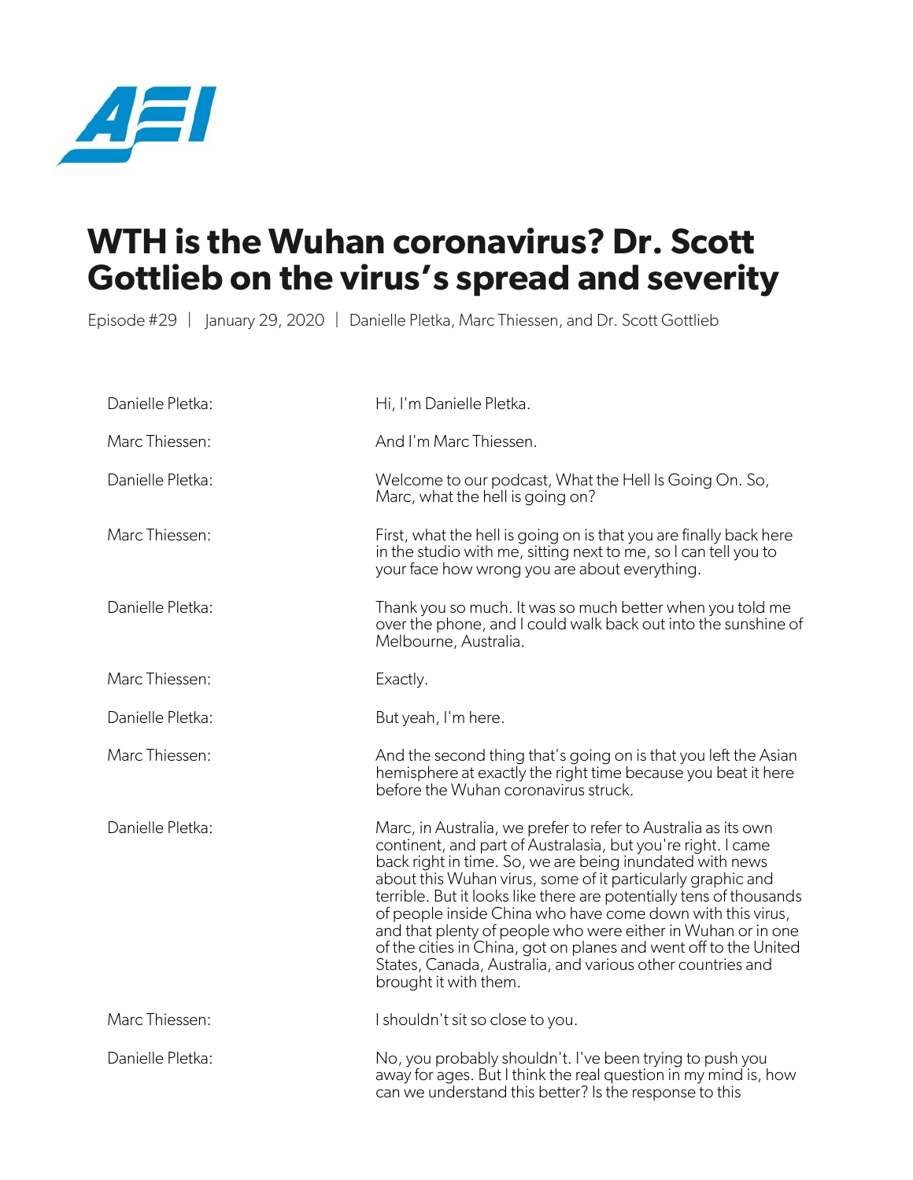# WTH is the Wuhan coronavirus? Dr. Scott Gottlieb on the virus's spread and severity

Episode #29 | January 29, 2020 | Danielle Pletka, Marc Thiessen, and Dr. Scott Gottlieb

Danielle Pletka: Hi, I'm Danielle Pletka.

Marc Thiessen: And I'm Marc Thiessen.

Danielle Pletka: Welcome to our podcast, What the Hell Is Going On. So, Marc, what the hell is going on?

Marc Thiessen: First, what the hell is going on is that you are finally back here in the studio with me, sitting next to me, so I can tell you to your face how wrong you are about everything.

Danielle Pletka: Thank you so much. It was so much better when you told me over the phone, and I could walk back out into the sunshine of Melbourne, Australia.

Marc Thiessen: Exactly.

Danielle Pletka: But yeah, I'm here.

Marc Thiessen: And the second thing that's going on is that you left the Asian hemisphere at exactly the right time because you beat it here before the Wuhan coronavirus struck.

Danielle Pletka: Marc, in Australia, we prefer to refer to Australia as its own continent, and part of Australasia, but you're right. I came back right in time. So, we are being inundated with news about this Wuhan virus, some of it particularly graphic and terrible. But it looks like there are potentially tens of thousands of people inside China who have come down with this virus, and that plenty of people who were either in Wuhan or in one of the cities in China, got on planes and went off to the United States, Canada, Australia, and various other countries and brought it with them.

Marc Thiessen: I shouldn't sit so close to you.

Danielle Pletka: No, you probably shouldn't. I've been trying to push you away for ages. But I think the real question in my mind is, how can we understand this better? Is the response to this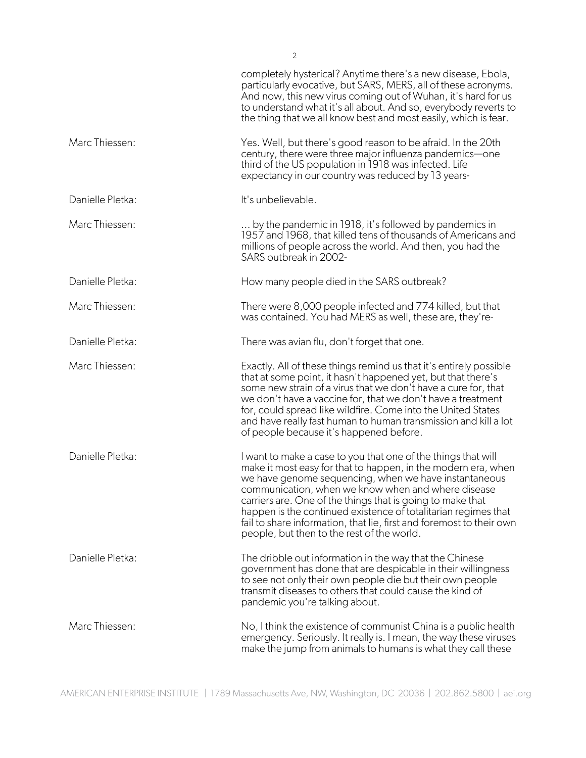completely hysterical? Anytime there's a new disease, Ebola, particularly evocative, but SARS, MERS, all of these acronyms. And now, this new virus coming out of Wuhan, it's hard for us to understand what it's all about. And so, everybody reverts to the thing that we all know best and most easily, which is fear.

Marc Thiessen: Yes. Well, but there's good reason to be afraid. In the 20th century, there were three major influenza pandemics—one third of the US population in 1918 was infected. Life expectancy in our country was reduced by 13 years-

Danielle Pletka: It's unbelievable.

Marc Thiessen: ... by the pandemic in 1918, it's followed by pandemics in 1957 and 1968, that killed tens of thousands of Americans and millions of people across the world. And then, you had the SARS outbreak in 2002-

Danielle Pletka: How many people died in the SARS outbreak?

Marc Thiessen: There were 8,000 people infected and 774 killed, but that was contained. You had MERS as well, these are, they're-

Danielle Pletka: There was avian flu, don't forget that one.

Marc Thiessen: Exactly. All of these things remind us that it's entirely possible that at some point, it hasn't happened yet, but that there's some new strain of a virus that we don't have a cure for, that we don't have a vaccine for, that we don't have a treatment for, could spread like wildfire. Come into the United States and have really fast human to human transmission and kill a lot of people because it's happened before.

Danielle Pletka: I want to make a case to you that one of the things that will make it most easy for that to happen, in the modern era, when we have genome sequencing, when we have instantaneous communication, when we know when and where disease carriers are. One of the things that is going to make that happen is the continued existence of totalitarian regimes that fail to share information, that lie, first and foremost to their own people, but then to the rest of the world.

Danielle Pletka: The dribble out information in the way that the Chinese government has done that are despicable in their willingness to see not only their own people die but their own people transmit diseases to others that could cause the kind of pandemic you're talking about.

Marc Thiessen: No, I think the existence of communist China is a public health emergency. Seriously. It really is. I mean, the way these viruses make the jump from animals to humans is what they call these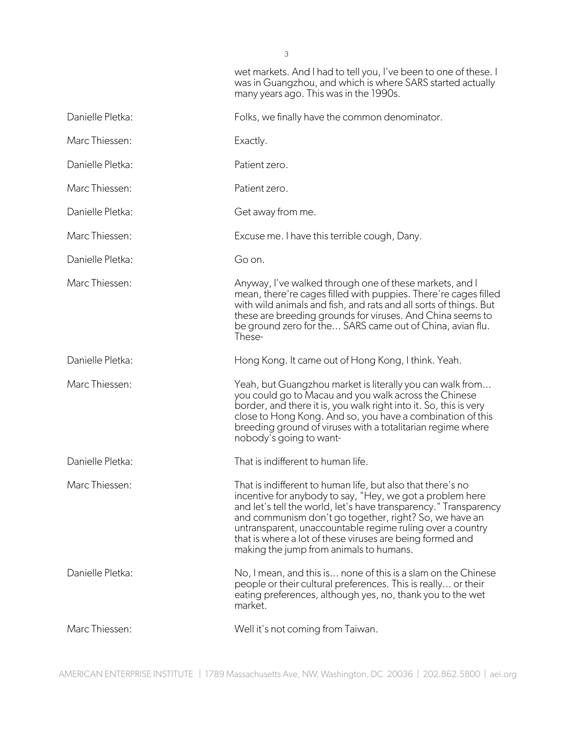wet markets. And I had to tell you, I've been to one of these. I was in Guangzhou, and which is where SARS started actually many years ago. This was in the 1990s.

Danielle Pletka: Folks, we finally have the common denominator.

Marc Thiessen: Exactly.

Danielle Pletka: Patient zero.

Marc Thiessen: Patient zero.

Danielle Pletka: Get away from me.

Marc Thiessen: Excuse me. I have this terrible cough, Dany.

Danielle Pletka: Go on.

Marc Thiessen: Anyway, I've walked through one of these markets, and I mean, there're cages filled with puppies. There're cages filled with wild animals and fish, and rats and all sorts of things. But these are breeding grounds for viruses. And China seems to be ground zero for the… SARS came out of China, avian flu. These-

Danielle Pletka: Hong Kong. It came out of Hong Kong, I think. Yeah.

Marc Thiessen: Yeah, but Guangzhou market is literally you can walk from… you could go to Macau and you walk across the Chinese border, and there it is, you walk right into it. So, this is very close to Hong Kong. And so, you have a combination of this breeding ground of viruses with a totalitarian regime where nobody's going to want-

Danielle Pletka: That is indifferent to human life.

Marc Thiessen: That is indifferent to human life, but also that there's no incentive for anybody to say, "Hey, we got a problem here and let's tell the world, let's have transparency." Transparency and communism don't go together, right? So, we have an untransparent, unaccountable regime ruling over a country that is where a lot of these viruses are being formed and making the jump from animals to humans.

Danielle Pletka: No, I mean, and this is... none of this is a slam on the Chinese people or their cultural preferences. This is really... or their eating preferences, although yes, no, thank you to the wet market.

Marc Thiessen: Well it's not coming from Taiwan.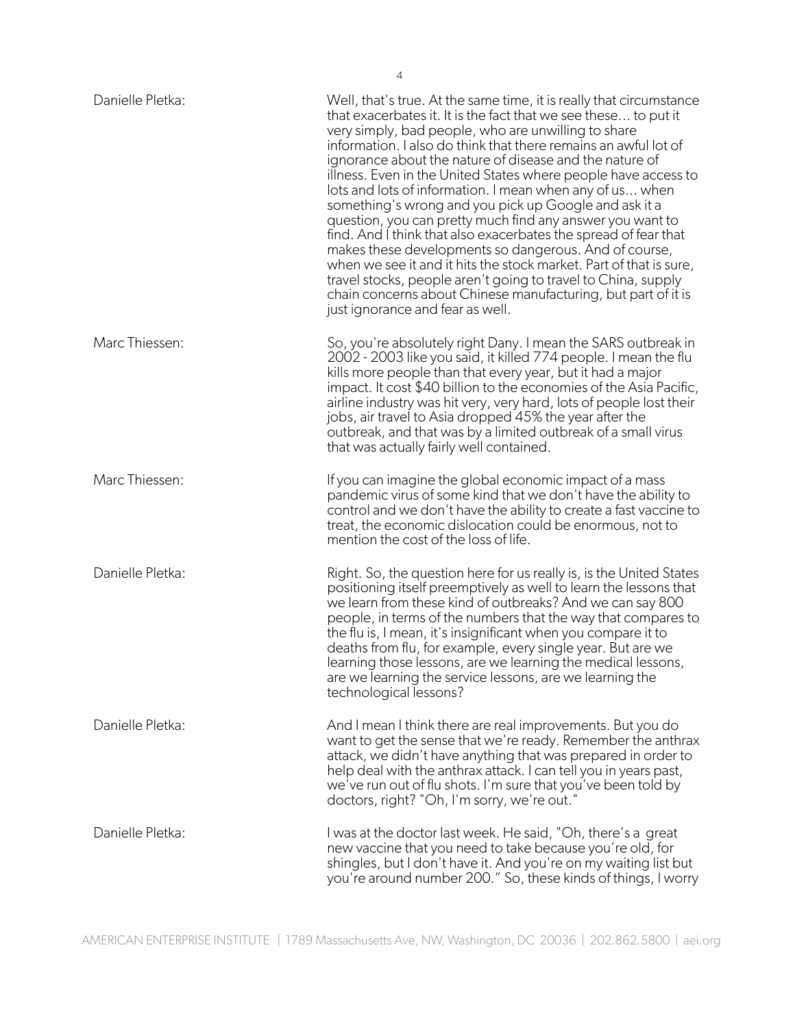Danielle Pletka: Well, that's true. At the same time, it is really that circumstance that exacerbates it. It is the fact that we see these... to put it very simply, bad people, who are unwilling to share information. I also do think that there remains an awful lot of ignorance about the nature of disease and the nature of illness. Even in the United States where people have access to lots and lots of information. I mean when any of us... when something's wrong and you pick up Google and ask it a question, you can pretty much find any answer you want to find. And I think that also exacerbates the spread of fear that makes these developments so dangerous. And of course, when we see it and it hits the stock market. Part of that is sure, travel stocks, people aren't going to travel to China, supply chain concerns about Chinese manufacturing, but part of it is just ignorance and fear as well.

Marc Thiessen: So, you're absolutely right Dany. I mean the SARS outbreak in 2002 - 2003 like you said, it killed 774 people. I mean the flu kills more people than that every year, but it had a major impact. It cost $40 billion to the economies of the Asia Pacific, airline industry was hit very, very hard, lots of people lost their jobs, air travel to Asia dropped 45% the year after the outbreak, and that was by a limited outbreak of a small virus that was actually fairly well contained.

Marc Thiessen: If you can imagine the global economic impact of a mass pandemic virus of some kind that we don't have the ability to control and we don't have the ability to create a fast vaccine to treat, the economic dislocation could be enormous, not to mention the cost of the loss of life.

Danielle Pletka: Right. So, the question here for us really is, is the United States positioning itself preemptively as well to learn the lessons that we learn from these kind of outbreaks? And we can say 800 people, in terms of the numbers that the way that compares to the flu is, I mean, it's insignificant when you compare it to deaths from flu, for example, every single year. But are we learning those lessons, are we learning the medical lessons, are we learning the service lessons, are we learning the technological lessons?

Danielle Pletka: And I mean I think there are real improvements. But you do want to get the sense that we're ready. Remember the anthrax attack, we didn't have anything that was prepared in order to help deal with the anthrax attack. I can tell you in years past, we've run out of flu shots. I'm sure that you've been told by doctors, right? "Oh, I'm sorry, we're out."

Danielle Pletka: I was at the doctor last week. He said, "Oh, there's a great new vaccine that you need to take because you're old, for shingles, but I don't have it. And you're on my waiting list but you're around number 200." So, these kinds of things, I worry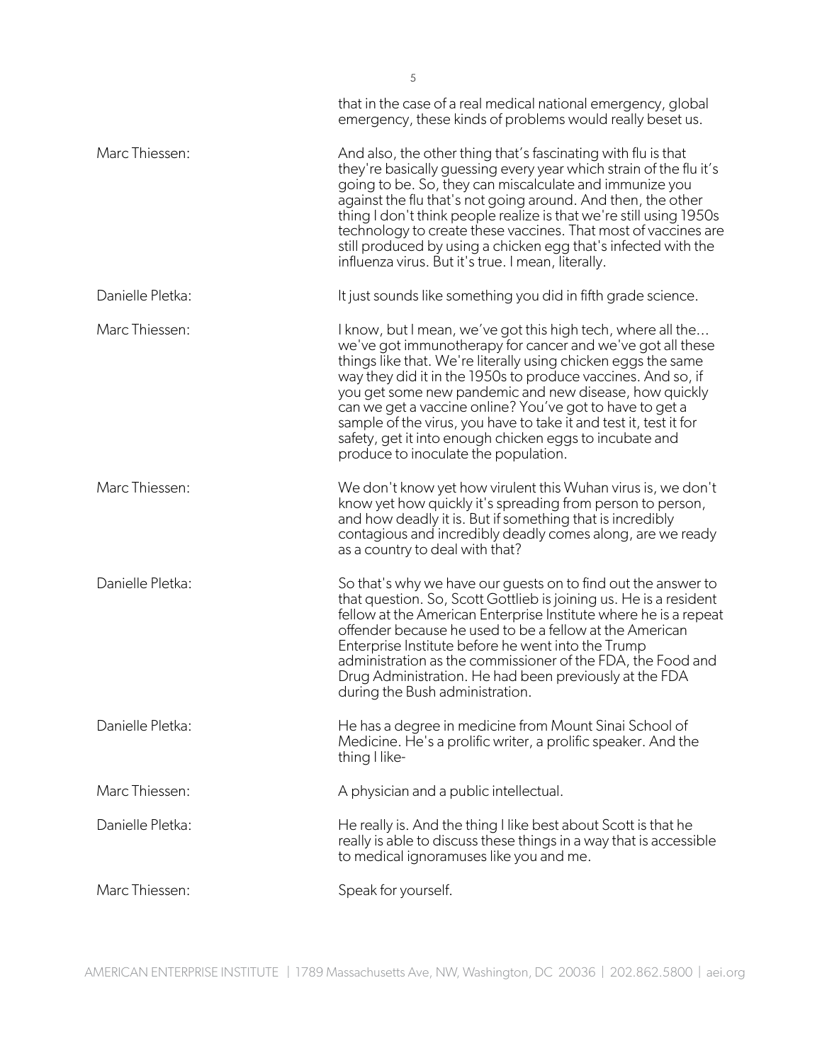that in the case of a real medical national emergency, global emergency, these kinds of problems would really beset us.

**Marc Thiessen:** And also, the other thing that's fascinating with flu is that they're basically guessing every year which strain of the flu it's going to be. So, they can miscalculate and immunize you against the flu that's not going around. And then, the other thing I don't think people realize is that we're still using 1950s technology to create these vaccines. That most of vaccines are still produced by using a chicken egg that's infected with the influenza virus. But it's true. I mean, literally.

**Danielle Pletka:** It just sounds like something you did in fifth grade science.

**Marc Thiessen:** I know, but I mean, we've got this high tech, where all the... we've got immunotherapy for cancer and we've got all these things like that. We're literally using chicken eggs the same way they did it in the 1950s to produce vaccines. And so, if you get some new pandemic and new disease, how quickly can we get a vaccine online? You've got to have to get a sample of the virus, you have to take it and test it, test it for safety, get it into enough chicken eggs to incubate and produce to inoculate the population.

**Marc Thiessen:** We don't know yet how virulent this Wuhan virus is, we don't know yet how quickly it's spreading from person to person, and how deadly it is. But if something that is incredibly contagious and incredibly deadly comes along, are we ready as a country to deal with that?

**Danielle Pletka:** So that's why we have our guests on to find out the answer to that question. So, Scott Gottlieb is joining us. He is a resident fellow at the American Enterprise Institute where he is a repeat offender because he used to be a fellow at the American Enterprise Institute before he went into the Trump administration as the commissioner of the FDA, the Food and Drug Administration. He had been previously at the FDA during the Bush administration.

**Danielle Pletka:** He has a degree in medicine from Mount Sinai School of Medicine. He's a prolific writer, a prolific speaker. And the thing I like-

**Marc Thiessen:** A physician and a public intellectual.

**Danielle Pletka:** He really is. And the thing I like best about Scott is that he really is able to discuss these things in a way that is accessible to medical ignoramuses like you and me.

**Marc Thiessen:** Speak for yourself.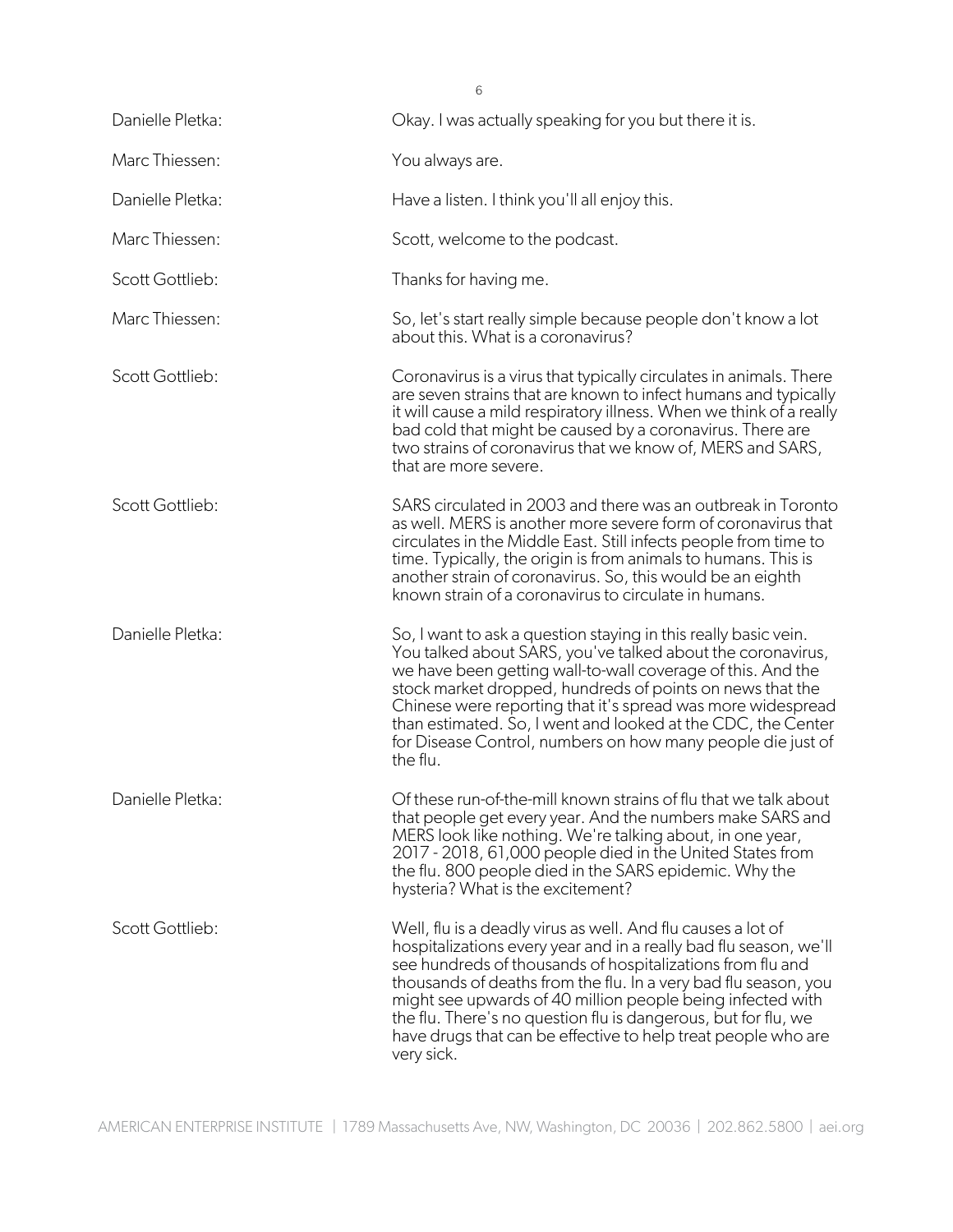Danielle Pletka: Okay. I was actually speaking for you but there it is.

Marc Thiessen: You always are.

Danielle Pletka: Have a listen. I think you'll all enjoy this.

Marc Thiessen: Scott, welcome to the podcast.

Scott Gottlieb: Thanks for having me.

Marc Thiessen: So, let's start really simple because people don't know a lot about this. What is a coronavirus?

Scott Gottlieb: Coronavirus is a virus that typically circulates in animals. There are seven strains that are known to infect humans and typically it will cause a mild respiratory illness. When we think of a really bad cold that might be caused by a coronavirus. There are two strains of coronavirus that we know of, MERS and SARS, that are more severe.

Scott Gottlieb: SARS circulated in 2003 and there was an outbreak in Toronto as well. MERS is another more severe form of coronavirus that circulates in the Middle East. Still infects people from time to time. Typically, the origin is from animals to humans. This is another strain of coronavirus. So, this would be an eighth known strain of a coronavirus to circulate in humans.

Danielle Pletka: So, I want to ask a question staying in this really basic vein. You talked about SARS, you've talked about the coronavirus, we have been getting wall-to-wall coverage of this. And the stock market dropped, hundreds of points on news that the Chinese were reporting that it's spread was more widespread than estimated. So, I went and looked at the CDC, the Center for Disease Control, numbers on how many people die just of the flu.

Danielle Pletka: Of these run-of-the-mill known strains of flu that we talk about that people get every year. And the numbers make SARS and MERS look like nothing. We're talking about, in one year, 2017 - 2018, 61,000 people died in the United States from the flu. 800 people died in the SARS epidemic. Why the hysteria? What is the excitement?

Scott Gottlieb: Well, flu is a deadly virus as well. And flu causes a lot of hospitalizations every year and in a really bad flu season, we'll see hundreds of thousands of hospitalizations from flu and thousands of deaths from the flu. In a very bad flu season, you might see upwards of 40 million people being infected with the flu. There's no question flu is dangerous, but for flu, we have drugs that can be effective to help treat people who are very sick.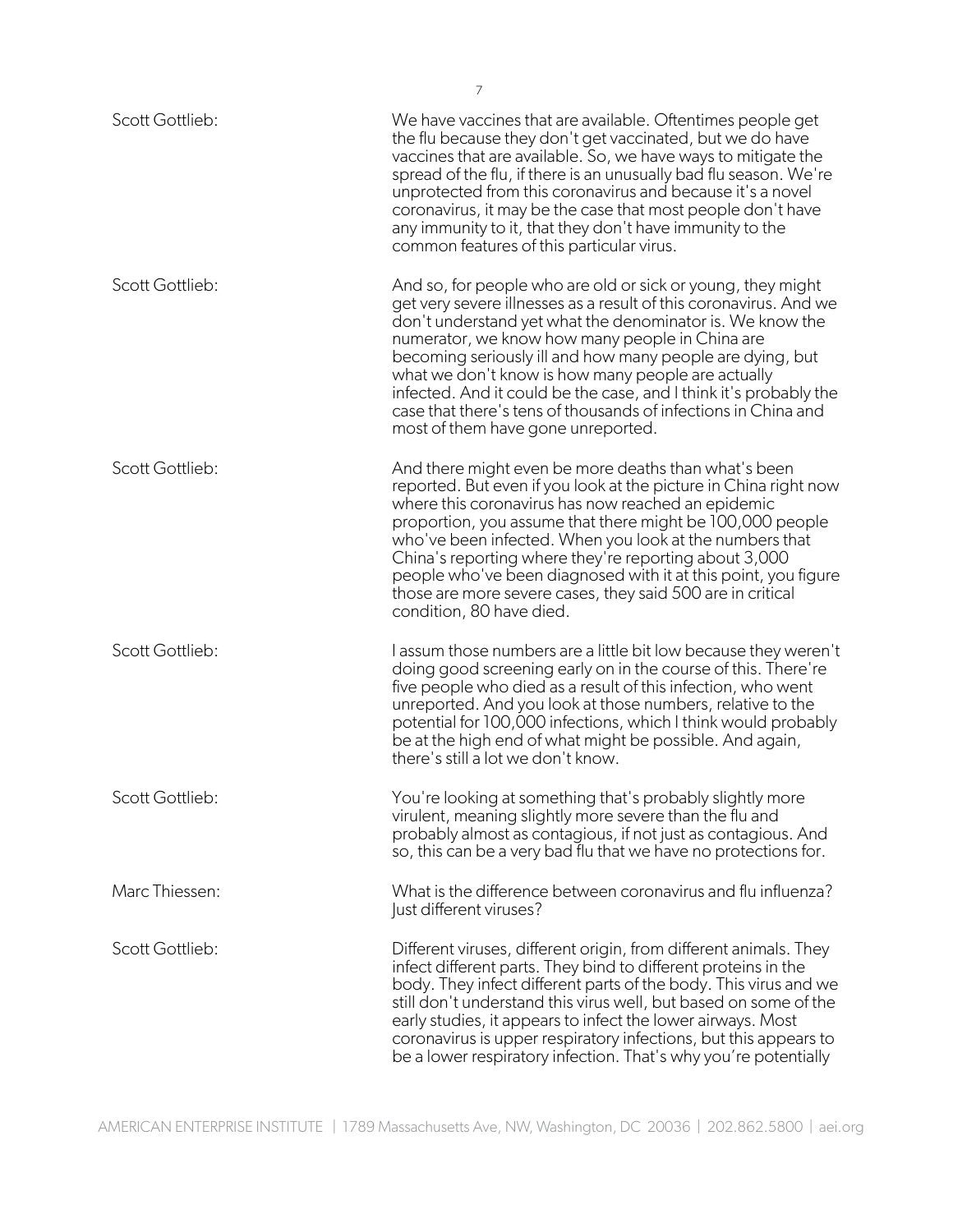Scott Gottlieb: We have vaccines that are available. Oftentimes people get the flu because they don't get vaccinated, but we do have vaccines that are available. So, we have ways to mitigate the spread of the flu, if there is an unusually bad flu season. We're unprotected from this coronavirus and because it's a novel coronavirus, it may be the case that most people don't have any immunity to it, that they don't have immunity to the common features of this particular virus.

Scott Gottlieb: And so, for people who are old or sick or young, they might get very severe illnesses as a result of this coronavirus. And we don't understand yet what the denominator is. We know the numerator, we know how many people in China are becoming seriously ill and how many people are dying, but what we don't know is how many people are actually infected. And it could be the case, and I think it's probably the case that there's tens of thousands of infections in China and most of them have gone unreported.

Scott Gottlieb: And there might even be more deaths than what's been reported. But even if you look at the picture in China right now where this coronavirus has now reached an epidemic proportion, you assume that there might be 100,000 people who've been infected. When you look at the numbers that China's reporting where they're reporting about 3,000 people who've been diagnosed with it at this point, you figure those are more severe cases, they said 500 are in critical condition, 80 have died.

Scott Gottlieb: I assum those numbers are a little bit low because they weren't doing good screening early on in the course of this. There're five people who died as a result of this infection, who went unreported. And you look at those numbers, relative to the potential for 100,000 infections, which I think would probably be at the high end of what might be possible. And again, there's still a lot we don't know.

Scott Gottlieb: You're looking at something that's probably slightly more virulent, meaning slightly more severe than the flu and probably almost as contagious, if not just as contagious. And so, this can be a very bad flu that we have no protections for.

Marc Thiessen: What is the difference between coronavirus and flu influenza? Just different viruses?

Scott Gottlieb: Different viruses, different origin, from different animals. They infect different parts. They bind to different proteins in the body. They infect different parts of the body. This virus and we still don't understand this virus well, but based on some of the early studies, it appears to infect the lower airways. Most coronavirus is upper respiratory infections, but this appears to be a lower respiratory infection. That's why you're potentially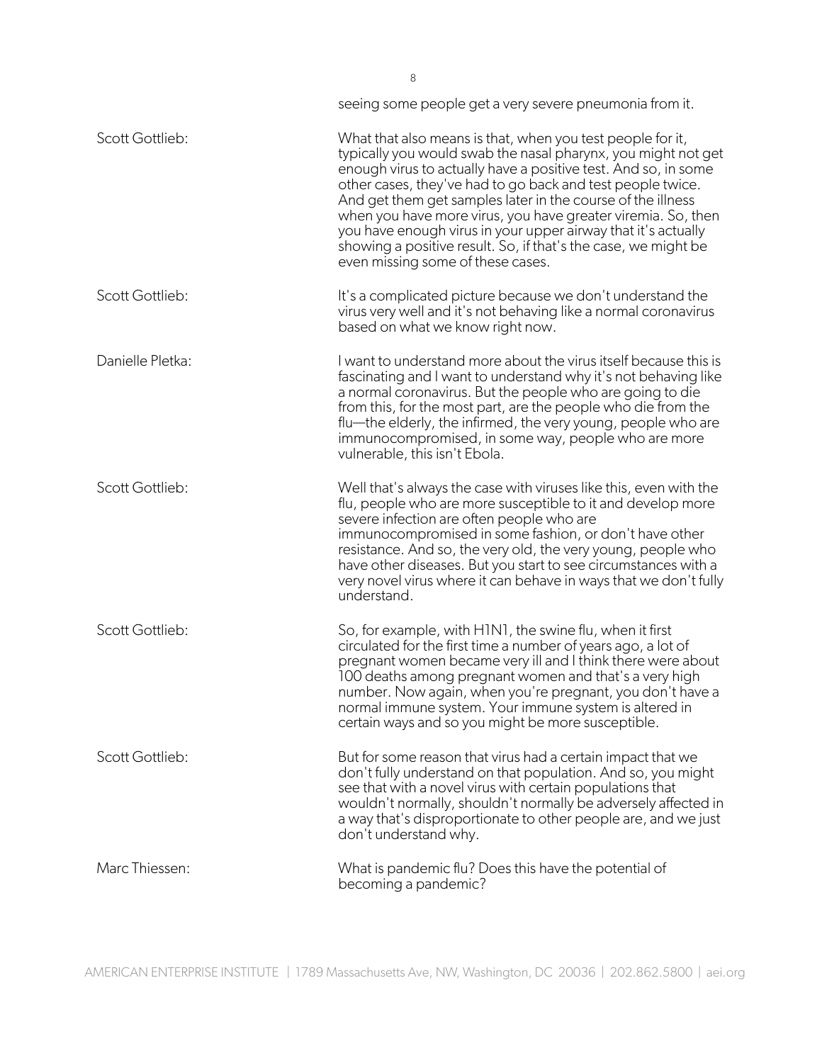seeing some people get a very severe pneumonia from it.

**Scott Gottlieb:** What that also means is that, when you test people for it, typically you would swab the nasal pharynx, you might not get enough virus to actually have a positive test. And so, in some other cases, they've had to go back and test people twice. And get them get samples later in the course of the illness when you have more virus, you have greater viremia. So, then you have enough virus in your upper airway that it's actually showing a positive result. So, if that's the case, we might be even missing some of these cases.

**Scott Gottlieb:** It's a complicated picture because we don't understand the virus very well and it's not behaving like a normal coronavirus based on what we know right now.

**Danielle Pletka:** I want to understand more about the virus itself because this is fascinating and I want to understand why it's not behaving like a normal coronavirus. But the people who are going to die from this, for the most part, are the people who die from the flu—the elderly, the infirmed, the very young, people who are immunocompromised, in some way, people who are more vulnerable, this isn't Ebola.

**Scott Gottlieb:** Well that's always the case with viruses like this, even with the flu, people who are more susceptible to it and develop more severe infection are often people who are immunocompromised in some fashion, or don't have other resistance. And so, the very old, the very young, people who have other diseases. But you start to see circumstances with a very novel virus where it can behave in ways that we don't fully understand.

**Scott Gottlieb:** So, for example, with H1N1, the swine flu, when it first circulated for the first time a number of years ago, a lot of pregnant women became very ill and I think there were about 100 deaths among pregnant women and that's a very high number. Now again, when you're pregnant, you don't have a normal immune system. Your immune system is altered in certain ways and so you might be more susceptible.

**Scott Gottlieb:** But for some reason that virus had a certain impact that we don't fully understand on that population. And so, you might see that with a novel virus with certain populations that wouldn't normally, shouldn't normally be adversely affected in a way that's disproportionate to other people are, and we just don't understand why.

**Marc Thiessen:** What is pandemic flu? Does this have the potential of becoming a pandemic?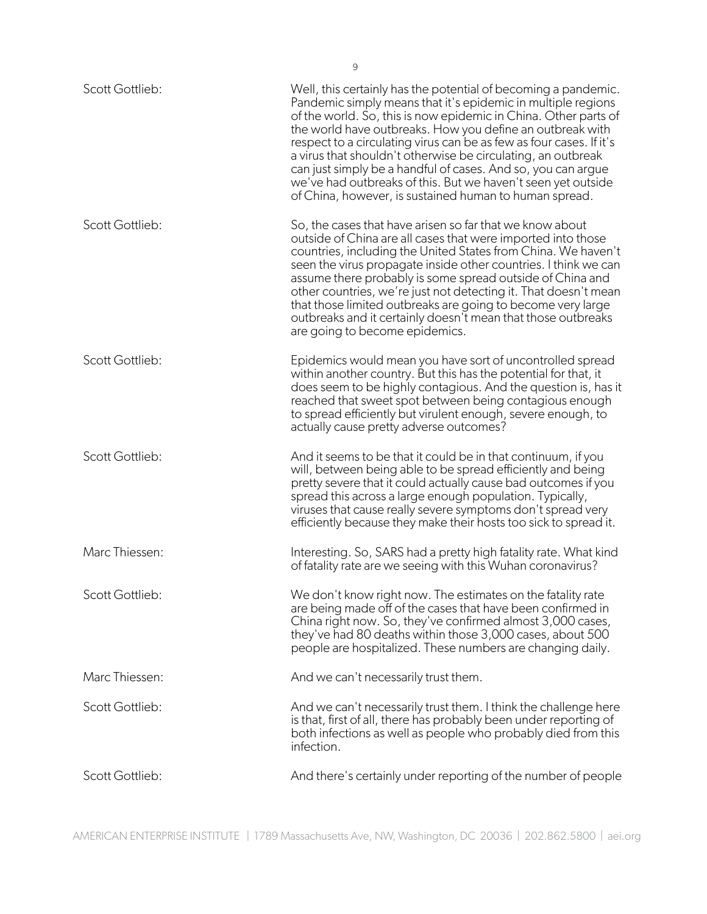Scott Gottlieb: Well, this certainly has the potential of becoming a pandemic. Pandemic simply means that it's epidemic in multiple regions of the world. So, this is now epidemic in China. Other parts of the world have outbreaks. How you define an outbreak with respect to a circulating virus can be as few as four cases. If it's a virus that shouldn't otherwise be circulating, an outbreak can just simply be a handful of cases. And so, you can argue we've had outbreaks of this. But we haven't seen yet outside of China, however, is sustained human to human spread.

Scott Gottlieb: So, the cases that have arisen so far that we know about outside of China are all cases that were imported into those countries, including the United States from China. We haven't seen the virus propagate inside other countries. I think we can assume there probably is some spread outside of China and other countries, we're just not detecting it. That doesn't mean that those limited outbreaks are going to become very large outbreaks and it certainly doesn't mean that those outbreaks are going to become epidemics.

Scott Gottlieb: Epidemics would mean you have sort of uncontrolled spread within another country. But this has the potential for that, it does seem to be highly contagious. And the question is, has it reached that sweet spot between being contagious enough to spread efficiently but virulent enough, severe enough, to actually cause pretty adverse outcomes?

Scott Gottlieb: And it seems to be that it could be in that continuum, if you will, between being able to be spread efficiently and being pretty severe that it could actually cause bad outcomes if you spread this across a large enough population. Typically, viruses that cause really severe symptoms don't spread very efficiently because they make their hosts too sick to spread it.

Marc Thiessen: Interesting. So, SARS had a pretty high fatality rate. What kind of fatality rate are we seeing with this Wuhan coronavirus?

Scott Gottlieb: We don't know right now. The estimates on the fatality rate are being made off of the cases that have been confirmed in China right now. So, they've confirmed almost 3,000 cases, they've had 80 deaths within those 3,000 cases, about 500 people are hospitalized. These numbers are changing daily.

Marc Thiessen: And we can't necessarily trust them.

Scott Gottlieb: And we can't necessarily trust them. I think the challenge here is that, first of all, there has probably been under reporting of both infections as well as people who probably died from this infection.

Scott Gottlieb: And there's certainly under reporting of the number of people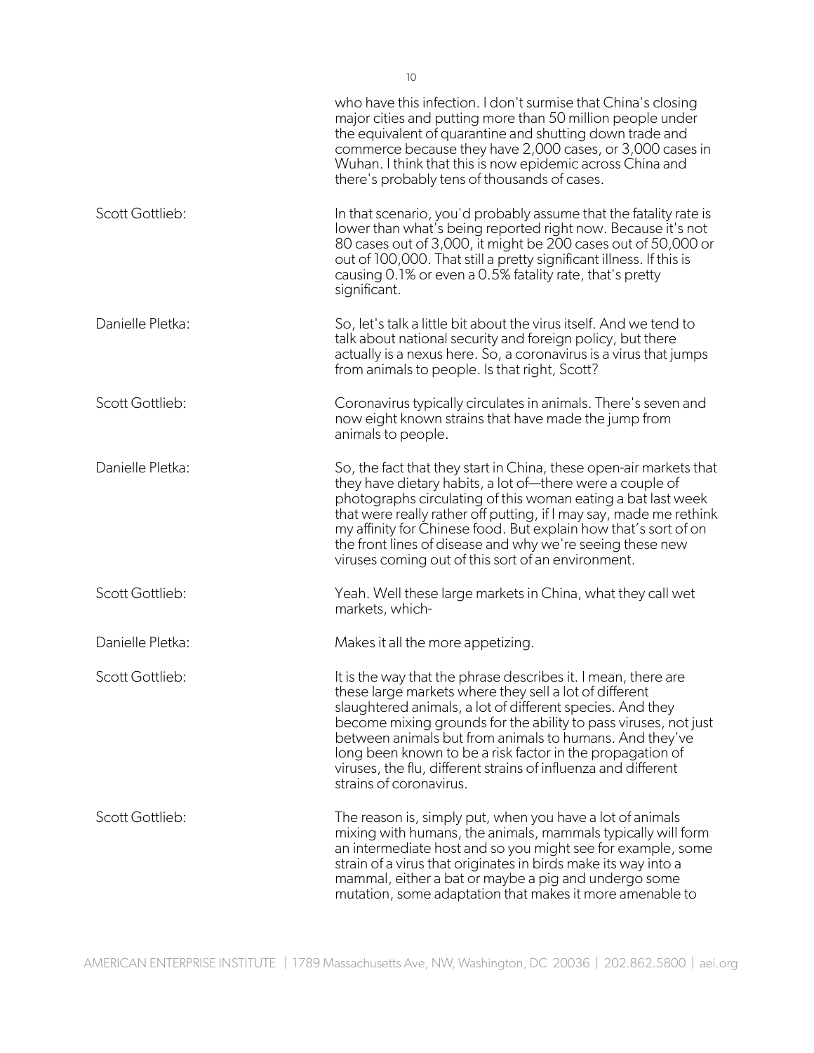who have this infection. I don't surmise that China's closing major cities and putting more than 50 million people under the equivalent of quarantine and shutting down trade and commerce because they have 2,000 cases, or 3,000 cases in Wuhan. I think that this is now epidemic across China and there's probably tens of thousands of cases.

**Scott Gottlieb:** In that scenario, you'd probably assume that the fatality rate is lower than what's being reported right now. Because it's not 80 cases out of 3,000, it might be 200 cases out of 50,000 or out of 100,000. That still a pretty significant illness. If this is causing 0.1% or even a 0.5% fatality rate, that's pretty significant.

**Danielle Pletka:** So, let's talk a little bit about the virus itself. And we tend to talk about national security and foreign policy, but there actually is a nexus here. So, a coronavirus is a virus that jumps from animals to people. Is that right, Scott?

**Scott Gottlieb:** Coronavirus typically circulates in animals. There's seven and now eight known strains that have made the jump from animals to people.

**Danielle Pletka:** So, the fact that they start in China, these open-air markets that they have dietary habits, a lot of—there were a couple of photographs circulating of this woman eating a bat last week that were really rather off putting, if I may say, made me rethink my affinity for Chinese food. But explain how that's sort of on the front lines of disease and why we're seeing these new viruses coming out of this sort of an environment.

**Scott Gottlieb:** Yeah. Well these large markets in China, what they call wet markets, which-

**Danielle Pletka:** Makes it all the more appetizing.

**Scott Gottlieb:** It is the way that the phrase describes it. I mean, there are these large markets where they sell a lot of different slaughtered animals, a lot of different species. And they become mixing grounds for the ability to pass viruses, not just between animals but from animals to humans. And they've long been known to be a risk factor in the propagation of viruses, the flu, different strains of influenza and different strains of coronavirus.

**Scott Gottlieb:** The reason is, simply put, when you have a lot of animals mixing with humans, the animals, mammals typically will form an intermediate host and so you might see for example, some strain of a virus that originates in birds make its way into a mammal, either a bat or maybe a pig and undergo some mutation, some adaptation that makes it more amenable to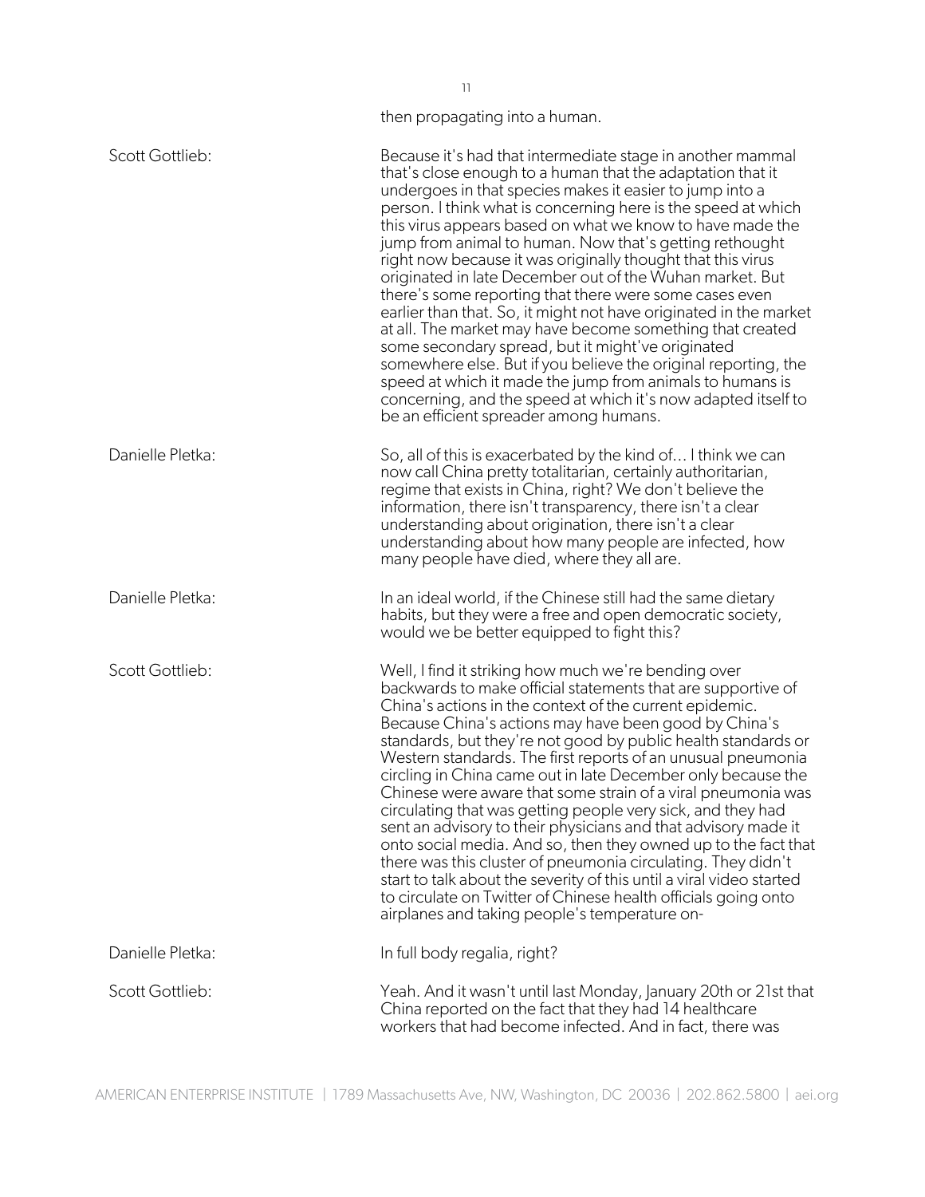then propagating into a human.

**Scott Gottlieb:** Because it's had that intermediate stage in another mammal that's close enough to a human that the adaptation that it undergoes in that species makes it easier to jump into a person. I think what is concerning here is the speed at which this virus appears based on what we know to have made the jump from animal to human. Now that's getting rethought right now because it was originally thought that this virus originated in late December out of the Wuhan market. But there's some reporting that there were some cases even earlier than that. So, it might not have originated in the market at all. The market may have become something that created some secondary spread, but it might've originated somewhere else. But if you believe the original reporting, the speed at which it made the jump from animals to humans is concerning, and the speed at which it's now adapted itself to be an efficient spreader among humans.

**Danielle Pletka:** So, all of this is exacerbated by the kind of... I think we can now call China pretty totalitarian, certainly authoritarian, regime that exists in China, right? We don't believe the information, there isn't transparency, there isn't a clear understanding about origination, there isn't a clear understanding about how many people are infected, how many people have died, where they all are.

**Danielle Pletka:** In an ideal world, if the Chinese still had the same dietary habits, but they were a free and open democratic society, would we be better equipped to fight this?

**Scott Gottlieb:** Well, I find it striking how much we're bending over backwards to make official statements that are supportive of China's actions in the context of the current epidemic. Because China's actions may have been good by China's standards, but they're not good by public health standards or Western standards. The first reports of an unusual pneumonia circling in China came out in late December only because the Chinese were aware that some strain of a viral pneumonia was circulating that was getting people very sick, and they had sent an advisory to their physicians and that advisory made it onto social media. And so, then they owned up to the fact that there was this cluster of pneumonia circulating. They didn't start to talk about the severity of this until a viral video started to circulate on Twitter of Chinese health officials going onto airplanes and taking people's temperature on-

**Danielle Pletka:** In full body regalia, right?

**Scott Gottlieb:** Yeah. And it wasn't until last Monday, January 20th or 21st that China reported on the fact that they had 14 healthcare workers that had become infected. And in fact, there was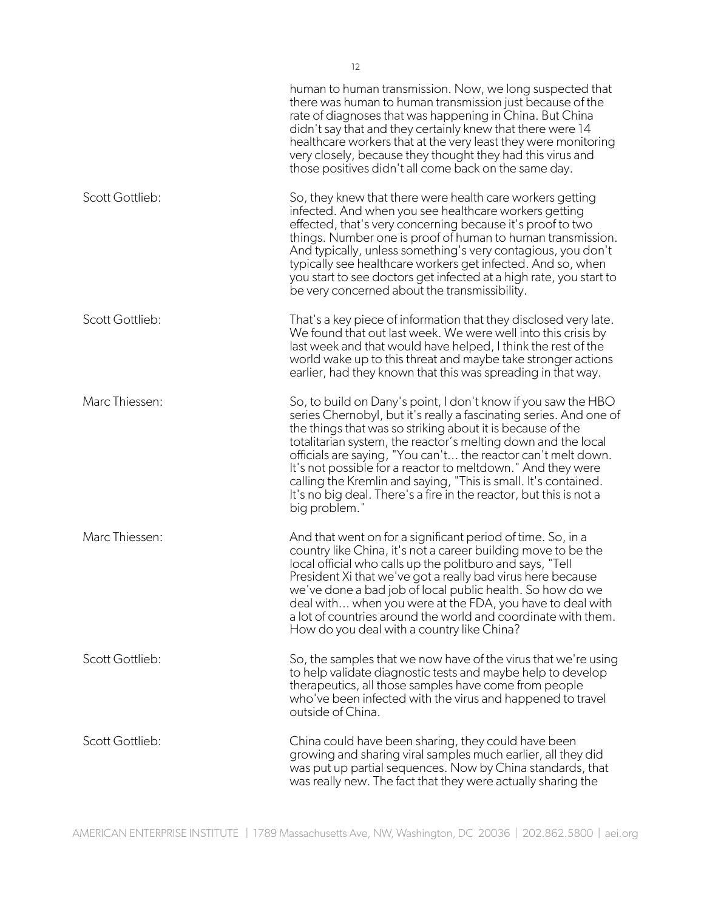human to human transmission. Now, we long suspected that there was human to human transmission just because of the rate of diagnoses that was happening in China. But China didn't say that and they certainly knew that there were 14 healthcare workers that at the very least they were monitoring very closely, because they thought they had this virus and those positives didn't all come back on the same day.

**Scott Gottlieb:** So, they knew that there were health care workers getting infected. And when you see healthcare workers getting effected, that's very concerning because it's proof to two things. Number one is proof of human to human transmission. And typically, unless something's very contagious, you don't typically see healthcare workers get infected. And so, when you start to see doctors get infected at a high rate, you start to be very concerned about the transmissibility.

**Scott Gottlieb:** That's a key piece of information that they disclosed very late. We found that out last week. We were well into this crisis by last week and that would have helped, I think the rest of the world wake up to this threat and maybe take stronger actions earlier, had they known that this was spreading in that way.

**Marc Thiessen:** So, to build on Dany's point, I don't know if you saw the HBO series Chernobyl, but it's really a fascinating series. And one of the things that was so striking about it is because of the totalitarian system, the reactor's melting down and the local officials are saying, "You can't... the reactor can't melt down. It's not possible for a reactor to meltdown." And they were calling the Kremlin and saying, "This is small. It's contained. It's no big deal. There's a fire in the reactor, but this is not a big problem."

**Marc Thiessen:** And that went on for a significant period of time. So, in a country like China, it's not a career building move to be the local official who calls up the politburo and says, "Tell President Xi that we've got a really bad virus here because we've done a bad job of local public health. So how do we deal with... when you were at the FDA, you have to deal with a lot of countries around the world and coordinate with them. How do you deal with a country like China?

**Scott Gottlieb:** So, the samples that we now have of the virus that we're using to help validate diagnostic tests and maybe help to develop therapeutics, all those samples have come from people who've been infected with the virus and happened to travel outside of China.

**Scott Gottlieb:** China could have been sharing, they could have been growing and sharing viral samples much earlier, all they did was put up partial sequences. Now by China standards, that was really new. The fact that they were actually sharing the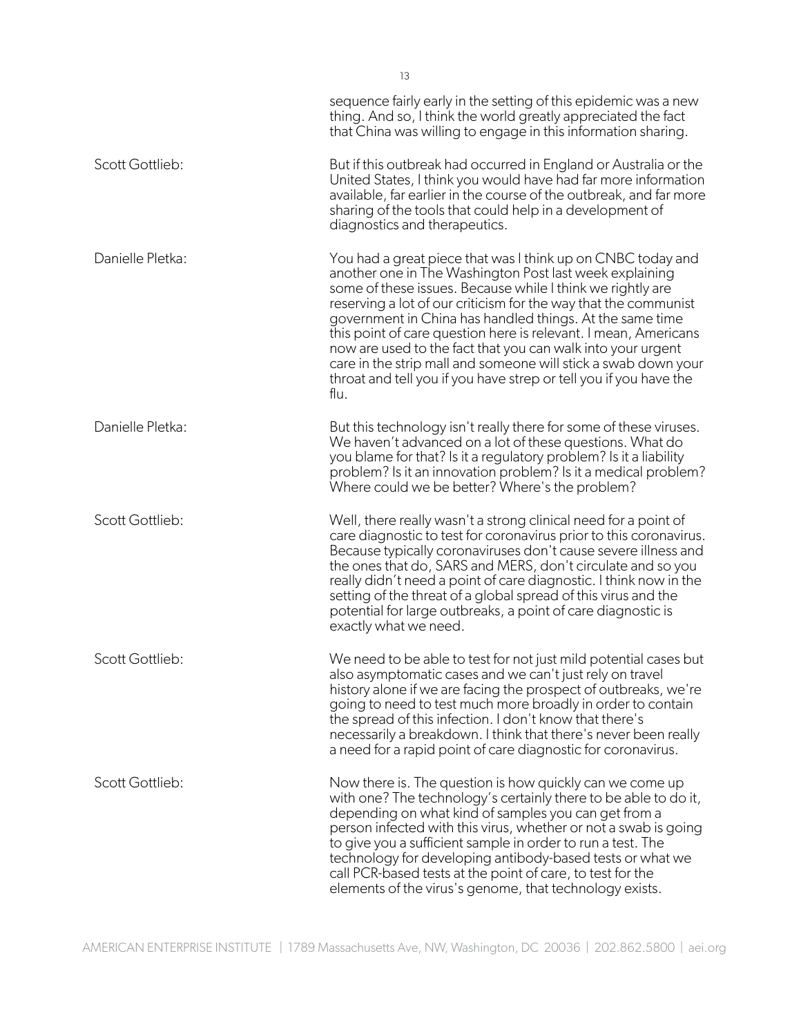sequence fairly early in the setting of this epidemic was a new thing. And so, I think the world greatly appreciated the fact that China was willing to engage in this information sharing.

Scott Gottlieb: But if this outbreak had occurred in England or Australia or the United States, I think you would have had far more information available, far earlier in the course of the outbreak, and far more sharing of the tools that could help in a development of diagnostics and therapeutics.

Danielle Pletka: You had a great piece that was I think up on CNBC today and another one in The Washington Post last week explaining some of these issues. Because while I think we rightly are reserving a lot of our criticism for the way that the communist government in China has handled things. At the same time this point of care question here is relevant. I mean, Americans now are used to the fact that you can walk into your urgent care in the strip mall and someone will stick a swab down your throat and tell you if you have strep or tell you if you have the flu.

Danielle Pletka: But this technology isn't really there for some of these viruses. We haven't advanced on a lot of these questions. What do you blame for that? Is it a regulatory problem? Is it a liability problem? Is it an innovation problem? Is it a medical problem? Where could we be better? Where's the problem?

Scott Gottlieb: Well, there really wasn't a strong clinical need for a point of care diagnostic to test for coronavirus prior to this coronavirus. Because typically coronaviruses don't cause severe illness and the ones that do, SARS and MERS, don't circulate and so you really didn't need a point of care diagnostic. I think now in the setting of the threat of a global spread of this virus and the potential for large outbreaks, a point of care diagnostic is exactly what we need.

Scott Gottlieb: We need to be able to test for not just mild potential cases but also asymptomatic cases and we can't just rely on travel history alone if we are facing the prospect of outbreaks, we're going to need to test much more broadly in order to contain the spread of this infection. I don't know that there's necessarily a breakdown. I think that there's never been really a need for a rapid point of care diagnostic for coronavirus.

Scott Gottlieb: Now there is. The question is how quickly can we come up with one? The technology's certainly there to be able to do it, depending on what kind of samples you can get from a person infected with this virus, whether or not a swab is going to give you a sufficient sample in order to run a test. The technology for developing antibody-based tests or what we call PCR-based tests at the point of care, to test for the elements of the virus's genome, that technology exists.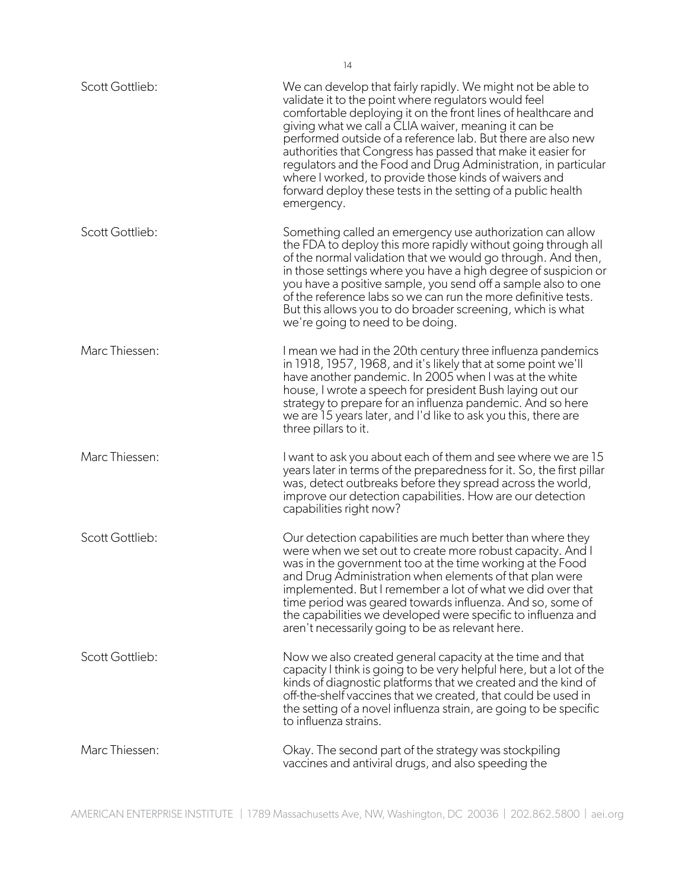Scott Gottlieb: We can develop that fairly rapidly. We might not be able to validate it to the point where regulators would feel comfortable deploying it on the front lines of healthcare and giving what we call a CLIA waiver, meaning it can be performed outside of a reference lab. But there are also new authorities that Congress has passed that make it easier for regulators and the Food and Drug Administration, in particular where I worked, to provide those kinds of waivers and forward deploy these tests in the setting of a public health emergency.

Scott Gottlieb: Something called an emergency use authorization can allow the FDA to deploy this more rapidly without going through all of the normal validation that we would go through. And then, in those settings where you have a high degree of suspicion or you have a positive sample, you send off a sample also to one of the reference labs so we can run the more definitive tests. But this allows you to do broader screening, which is what we're going to need to be doing.

Marc Thiessen: I mean we had in the 20th century three influenza pandemics in 1918, 1957, 1968, and it's likely that at some point we'll have another pandemic. In 2005 when I was at the white house, I wrote a speech for president Bush laying out our strategy to prepare for an influenza pandemic. And so here we are 15 years later, and I'd like to ask you this, there are three pillars to it.

Marc Thiessen: I want to ask you about each of them and see where we are 15 years later in terms of the preparedness for it. So, the first pillar was, detect outbreaks before they spread across the world, improve our detection capabilities. How are our detection capabilities right now?

Scott Gottlieb: Our detection capabilities are much better than where they were when we set out to create more robust capacity. And I was in the government too at the time working at the Food and Drug Administration when elements of that plan were implemented. But I remember a lot of what we did over that time period was geared towards influenza. And so, some of the capabilities we developed were specific to influenza and aren't necessarily going to be as relevant here.

Scott Gottlieb: Now we also created general capacity at the time and that capacity I think is going to be very helpful here, but a lot of the kinds of diagnostic platforms that we created and the kind of off-the-shelf vaccines that we created, that could be used in the setting of a novel influenza strain, are going to be specific to influenza strains.

Marc Thiessen: Okay. The second part of the strategy was stockpiling vaccines and antiviral drugs, and also speeding the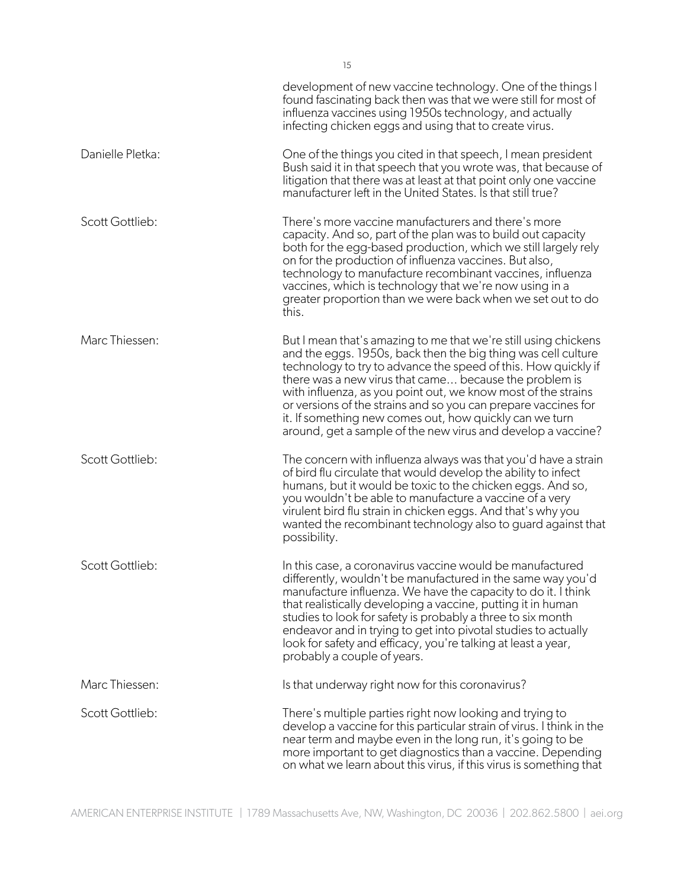development of new vaccine technology. One of the things I found fascinating back then was that we were still for most of influenza vaccines using 1950s technology, and actually infecting chicken eggs and using that to create virus.

**Danielle Pletka:** One of the things you cited in that speech, I mean president Bush said it in that speech that you wrote was, that because of litigation that there was at least at that point only one vaccine manufacturer left in the United States. Is that still true?

**Scott Gottlieb:** There's more vaccine manufacturers and there's more capacity. And so, part of the plan was to build out capacity both for the egg-based production, which we still largely rely on for the production of influenza vaccines. But also, technology to manufacture recombinant vaccines, influenza vaccines, which is technology that we're now using in a greater proportion than we were back when we set out to do this.

**Marc Thiessen:** But I mean that's amazing to me that we're still using chickens and the eggs. 1950s, back then the big thing was cell culture technology to try to advance the speed of this. How quickly if there was a new virus that came… because the problem is with influenza, as you point out, we know most of the strains or versions of the strains and so you can prepare vaccines for it. If something new comes out, how quickly can we turn around, get a sample of the new virus and develop a vaccine?

**Scott Gottlieb:** The concern with influenza always was that you'd have a strain of bird flu circulate that would develop the ability to infect humans, but it would be toxic to the chicken eggs. And so, you wouldn't be able to manufacture a vaccine of a very virulent bird flu strain in chicken eggs. And that's why you wanted the recombinant technology also to guard against that possibility.

**Scott Gottlieb:** In this case, a coronavirus vaccine would be manufactured differently, wouldn't be manufactured in the same way you'd manufacture influenza. We have the capacity to do it. I think that realistically developing a vaccine, putting it in human studies to look for safety is probably a three to six month endeavor and in trying to get into pivotal studies to actually look for safety and efficacy, you're talking at least a year, probably a couple of years.

**Marc Thiessen:** Is that underway right now for this coronavirus?

**Scott Gottlieb:** There's multiple parties right now looking and trying to develop a vaccine for this particular strain of virus. I think in the near term and maybe even in the long run, it's going to be more important to get diagnostics than a vaccine. Depending on what we learn about this virus, if this virus is something that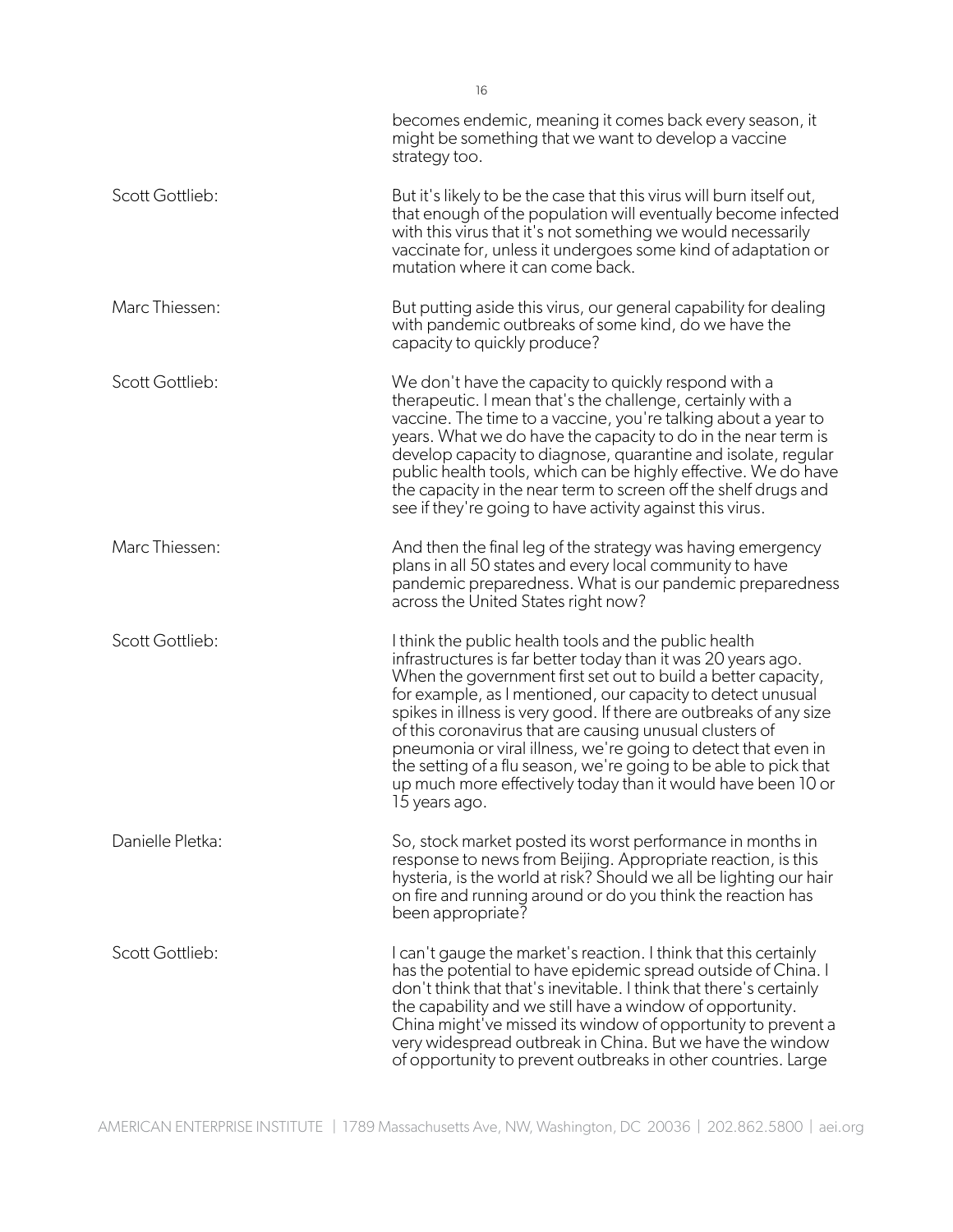becomes endemic, meaning it comes back every season, it might be something that we want to develop a vaccine strategy too.

Scott Gottlieb: But it's likely to be the case that this virus will burn itself out, that enough of the population will eventually become infected with this virus that it's not something we would necessarily vaccinate for, unless it undergoes some kind of adaptation or mutation where it can come back.

Marc Thiessen: But putting aside this virus, our general capability for dealing with pandemic outbreaks of some kind, do we have the capacity to quickly produce?

Scott Gottlieb: We don't have the capacity to quickly respond with a therapeutic. I mean that's the challenge, certainly with a vaccine. The time to a vaccine, you're talking about a year to years. What we do have the capacity to do in the near term is develop capacity to diagnose, quarantine and isolate, regular public health tools, which can be highly effective. We do have the capacity in the near term to screen off the shelf drugs and see if they're going to have activity against this virus.

Marc Thiessen: And then the final leg of the strategy was having emergency plans in all 50 states and every local community to have pandemic preparedness. What is our pandemic preparedness across the United States right now?

Scott Gottlieb: I think the public health tools and the public health infrastructures is far better today than it was 20 years ago. When the government first set out to build a better capacity, for example, as I mentioned, our capacity to detect unusual spikes in illness is very good. If there are outbreaks of any size of this coronavirus that are causing unusual clusters of pneumonia or viral illness, we're going to detect that even in the setting of a flu season, we're going to be able to pick that up much more effectively today than it would have been 10 or 15 years ago.

Danielle Pletka: So, stock market posted its worst performance in months in response to news from Beijing. Appropriate reaction, is this hysteria, is the world at risk? Should we all be lighting our hair on fire and running around or do you think the reaction has been appropriate?

Scott Gottlieb: I can't gauge the market's reaction. I think that this certainly has the potential to have epidemic spread outside of China. I don't think that that's inevitable. I think that there's certainly the capability and we still have a window of opportunity. China might've missed its window of opportunity to prevent a very widespread outbreak in China. But we have the window of opportunity to prevent outbreaks in other countries. Large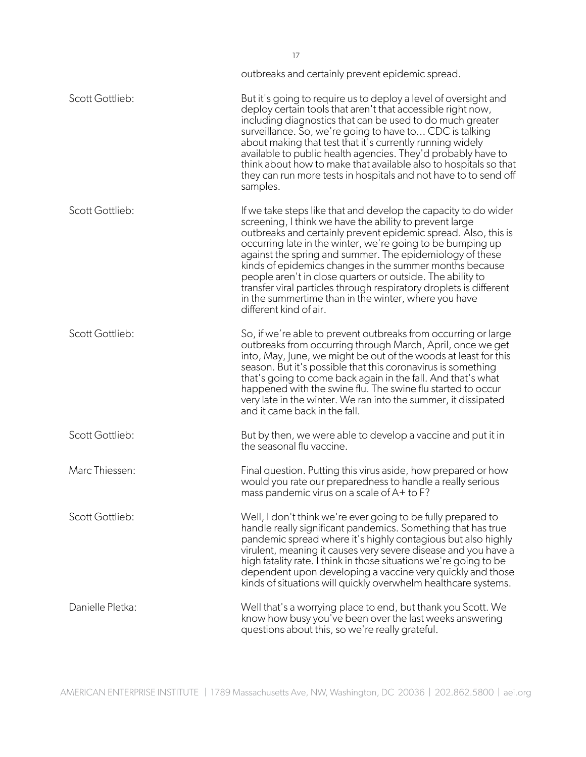outbreaks and certainly prevent epidemic spread.

**Scott Gottlieb:** But it's going to require us to deploy a level of oversight and deploy certain tools that aren't that accessible right now, including diagnostics that can be used to do much greater surveillance. So, we're going to have to... CDC is talking about making that test that it's currently running widely available to public health agencies. They'd probably have to think about how to make that available also to hospitals so that they can run more tests in hospitals and not have to to send off samples.

**Scott Gottlieb:** If we take steps like that and develop the capacity to do wider screening, I think we have the ability to prevent large outbreaks and certainly prevent epidemic spread. Also, this is occurring late in the winter, we're going to be bumping up against the spring and summer. The epidemiology of these kinds of epidemics changes in the summer months because people aren't in close quarters or outside. The ability to transfer viral particles through respiratory droplets is different in the summertime than in the winter, where you have different kind of air.

**Scott Gottlieb:** So, if we're able to prevent outbreaks from occurring or large outbreaks from occurring through March, April, once we get into, May, June, we might be out of the woods at least for this season. But it's possible that this coronavirus is something that's going to come back again in the fall. And that's what happened with the swine flu. The swine flu started to occur very late in the winter. We ran into the summer, it dissipated and it came back in the fall.

**Scott Gottlieb:** But by then, we were able to develop a vaccine and put it in the seasonal flu vaccine.

**Marc Thiessen:** Final question. Putting this virus aside, how prepared or how would you rate our preparedness to handle a really serious mass pandemic virus on a scale of A+ to F?

**Scott Gottlieb:** Well, I don't think we're ever going to be fully prepared to handle really significant pandemics. Something that has true pandemic spread where it's highly contagious but also highly virulent, meaning it causes very severe disease and you have a high fatality rate. I think in those situations we're going to be dependent upon developing a vaccine very quickly and those kinds of situations will quickly overwhelm healthcare systems.

**Danielle Pletka:** Well that's a worrying place to end, but thank you Scott. We know how busy you've been over the last weeks answering questions about this, so we're really grateful.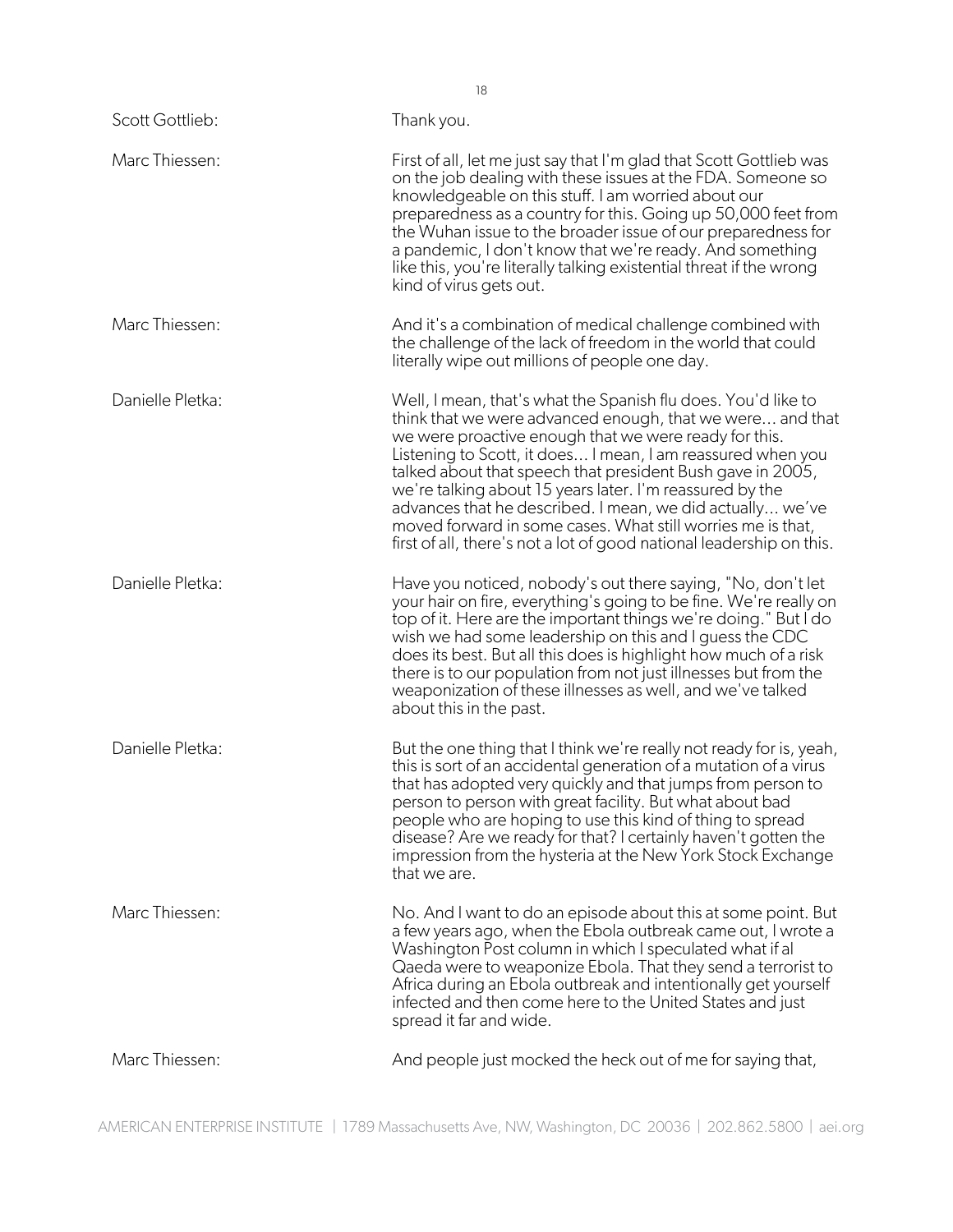Scott Gottlieb: Thank you.

Marc Thiessen: First of all, let me just say that I'm glad that Scott Gottlieb was on the job dealing with these issues at the FDA. Someone so knowledgeable on this stuff. I am worried about our preparedness as a country for this. Going up 50,000 feet from the Wuhan issue to the broader issue of our preparedness for a pandemic, I don't know that we're ready. And something like this, you're literally talking existential threat if the wrong kind of virus gets out.

Marc Thiessen: And it's a combination of medical challenge combined with the challenge of the lack of freedom in the world that could literally wipe out millions of people one day.

Danielle Pletka: Well, I mean, that's what the Spanish flu does. You'd like to think that we were advanced enough, that we were... and that we were proactive enough that we were ready for this. Listening to Scott, it does... I mean, I am reassured when you talked about that speech that president Bush gave in 2005, we're talking about 15 years later. I'm reassured by the advances that he described. I mean, we did actually... we've moved forward in some cases. What still worries me is that, first of all, there's not a lot of good national leadership on this.

Danielle Pletka: Have you noticed, nobody's out there saying, "No, don't let your hair on fire, everything's going to be fine. We're really on top of it. Here are the important things we're doing." But I do wish we had some leadership on this and I guess the CDC does its best. But all this does is highlight how much of a risk there is to our population from not just illnesses but from the weaponization of these illnesses as well, and we've talked about this in the past.

Danielle Pletka: But the one thing that I think we're really not ready for is, yeah, this is sort of an accidental generation of a mutation of a virus that has adopted very quickly and that jumps from person to person to person with great facility. But what about bad people who are hoping to use this kind of thing to spread disease? Are we ready for that? I certainly haven't gotten the impression from the hysteria at the New York Stock Exchange that we are.

Marc Thiessen: No. And I want to do an episode about this at some point. But a few years ago, when the Ebola outbreak came out, I wrote a Washington Post column in which I speculated what if al Qaeda were to weaponize Ebola. That they send a terrorist to Africa during an Ebola outbreak and intentionally get yourself infected and then come here to the United States and just spread it far and wide.

Marc Thiessen: And people just mocked the heck out of me for saying that,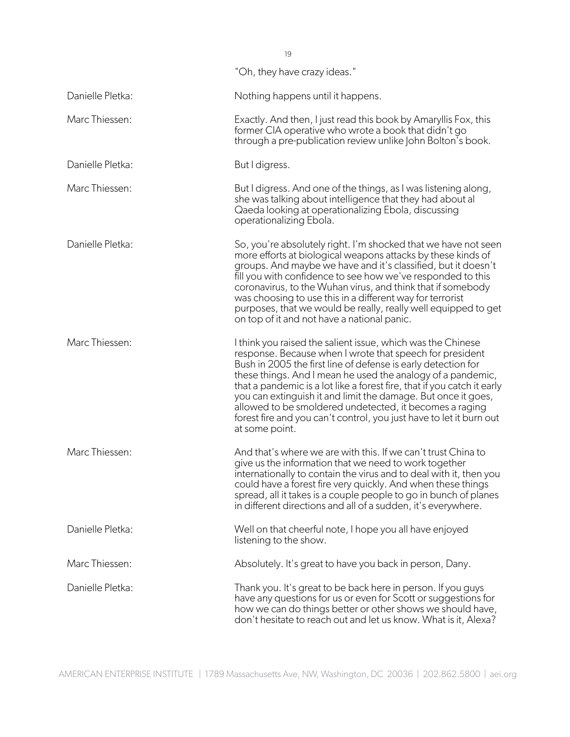"Oh, they have crazy ideas."

**Danielle Pletka:** Nothing happens until it happens.

**Marc Thiessen:** Exactly. And then, I just read this book by Amaryllis Fox, this former CIA operative who wrote a book that didn't go through a pre-publication review unlike John Bolton's book.

**Danielle Pletka:** But I digress.

**Marc Thiessen:** But I digress. And one of the things, as I was listening along, she was talking about intelligence that they had about al Qaeda looking at operationalizing Ebola, discussing operationalizing Ebola.

**Danielle Pletka:** So, you're absolutely right. I'm shocked that we have not seen more efforts at biological weapons attacks by these kinds of groups. And maybe we have and it's classified, but it doesn't fill you with confidence to see how we've responded to this coronavirus, to the Wuhan virus, and think that if somebody was choosing to use this in a different way for terrorist purposes, that we would be really, really well equipped to get on top of it and not have a national panic.

**Marc Thiessen:** I think you raised the salient issue, which was the Chinese response. Because when I wrote that speech for president Bush in 2005 the first line of defense is early detection for these things. And I mean he used the analogy of a pandemic, that a pandemic is a lot like a forest fire, that if you catch it early you can extinguish it and limit the damage. But once it goes, allowed to be smoldered undetected, it becomes a raging forest fire and you can't control, you just have to let it burn out at some point.

**Marc Thiessen:** And that's where we are with this. If we can't trust China to give us the information that we need to work together internationally to contain the virus and to deal with it, then you could have a forest fire very quickly. And when these things spread, all it takes is a couple people to go in bunch of planes in different directions and all of a sudden, it's everywhere.

**Danielle Pletka:** Well on that cheerful note, I hope you all have enjoyed listening to the show.

**Marc Thiessen:** Absolutely. It's great to have you back in person, Dany.

**Danielle Pletka:** Thank you. It's great to be back here in person. If you guys have any questions for us or even for Scott or suggestions for how we can do things better or other shows we should have, don't hesitate to reach out and let us know. What is it, Alexa?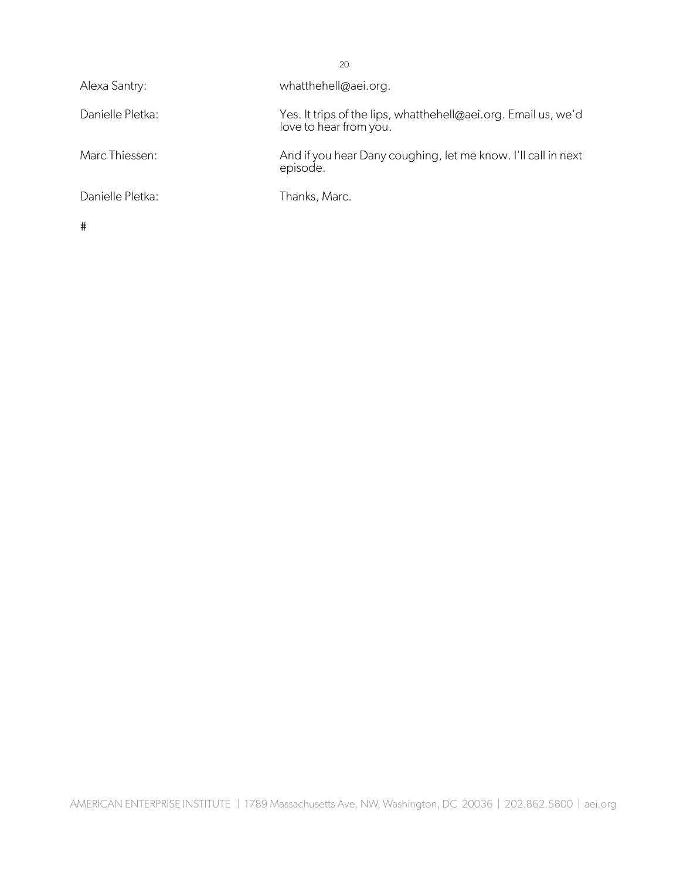Alexa Santry: whatthehell@aei.org.

Danielle Pletka: Yes. It trips of the lips, whatthehell@aei.org. Email us, we'd love to hear from you.

Marc Thiessen: And if you hear Dany coughing, let me know. I'll call in next episode.

Danielle Pletka: Thanks, Marc.

#